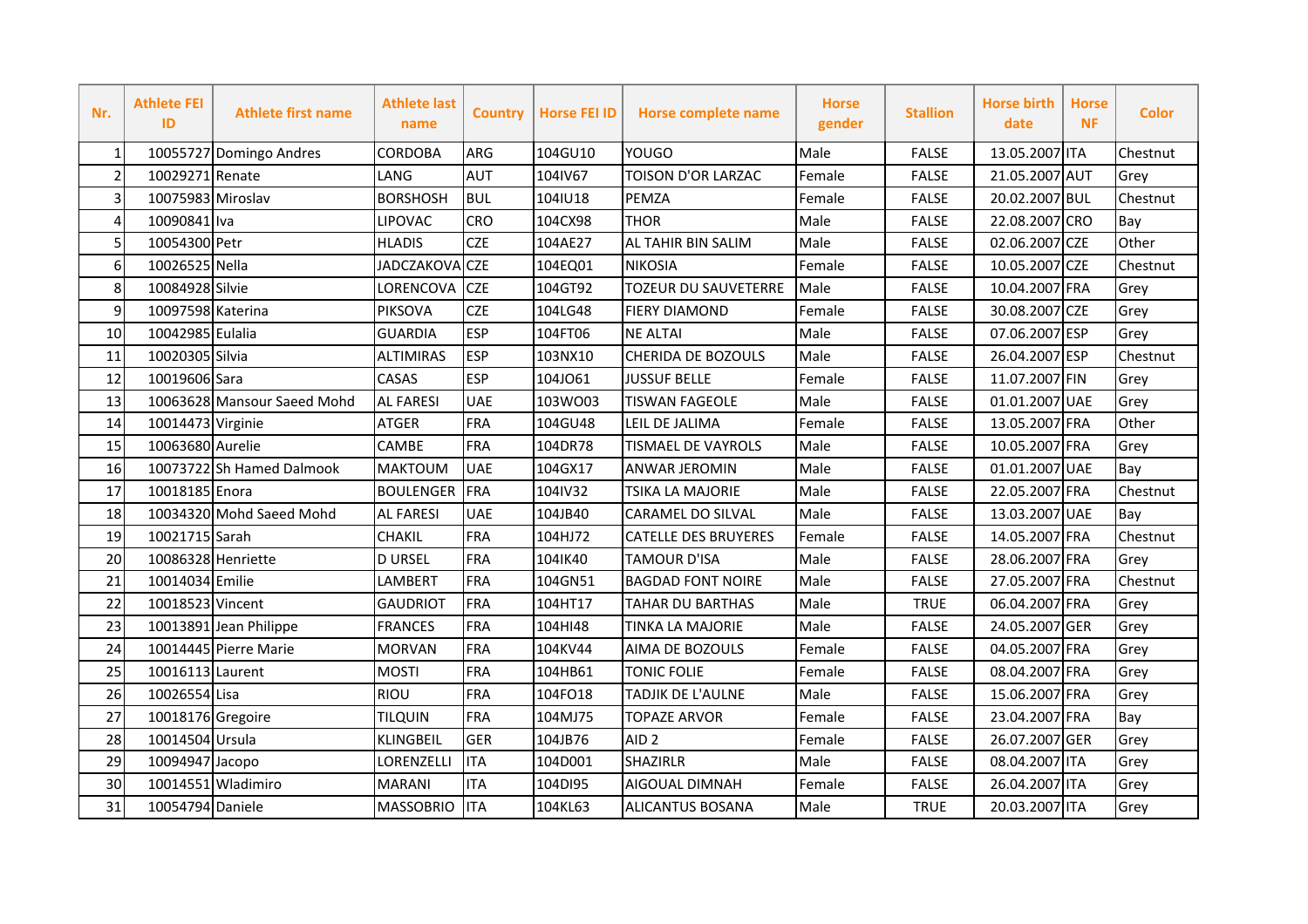| Nr. | Athlete FEI ID | Athlete first name | Athlete last name | Country | Horse FEI ID | Horse complete name | Horse gender | Stallion | Horse birth date | Horse NF | Color |
|---|---|---|---|---|---|---|---|---|---|---|---|
| 1 | 10055727 | Domingo Andres | CORDOBA | ARG | 104GU10 | YOUGO | Male | FALSE | 13.05.2007 | ITA | Chestnut |
| 2 | 10029271 | Renate | LANG | AUT | 104IV67 | TOISON D'OR LARZAC | Female | FALSE | 21.05.2007 | AUT | Grey |
| 3 | 10075983 | Miroslav | BORSHOSH | BUL | 104IU18 | PEMZA | Female | FALSE | 20.02.2007 | BUL | Chestnut |
| 4 | 10090841 | Iva | LIPOVAC | CRO | 104CX98 | THOR | Male | FALSE | 22.08.2007 | CRO | Bay |
| 5 | 10054300 | Petr | HLADIS | CZE | 104AE27 | AL TAHIR BIN SALIM | Male | FALSE | 02.06.2007 | CZE | Other |
| 6 | 10026525 | Nella | JADCZAKOVA | CZE | 104EQ01 | NIKOSIA | Female | FALSE | 10.05.2007 | CZE | Chestnut |
| 8 | 10084928 | Silvie | LORENCOVA | CZE | 104GT92 | TOZEUR DU SAUVETERRE | Male | FALSE | 10.04.2007 | FRA | Grey |
| 9 | 10097598 | Katerina | PIKSOVA | CZE | 104LG48 | FIERY DIAMOND | Female | FALSE | 30.08.2007 | CZE | Grey |
| 10 | 10042985 | Eulalia | GUARDIA | ESP | 104FT06 | NE ALTAI | Male | FALSE | 07.06.2007 | ESP | Grey |
| 11 | 10020305 | Silvia | ALTIMIRAS | ESP | 103NX10 | CHERIDA DE BOZOULS | Male | FALSE | 26.04.2007 | ESP | Chestnut |
| 12 | 10019606 | Sara | CASAS | ESP | 104JO61 | JUSSUF BELLE | Female | FALSE | 11.07.2007 | FIN | Grey |
| 13 | 10063628 | Mansour Saeed Mohd | AL FARESI | UAE | 103WO03 | TISWAN FAGEOLE | Male | FALSE | 01.01.2007 | UAE | Grey |
| 14 | 10014473 | Virginie | ATGER | FRA | 104GU48 | LEIL DE JALIMA | Female | FALSE | 13.05.2007 | FRA | Other |
| 15 | 10063680 | Aurelie | CAMBE | FRA | 104DR78 | TISMAEL DE VAYROLS | Male | FALSE | 10.05.2007 | FRA | Grey |
| 16 | 10073722 | Sh Hamed Dalmook | MAKTOUM | UAE | 104GX17 | ANWAR JEROMIN | Male | FALSE | 01.01.2007 | UAE | Bay |
| 17 | 10018185 | Enora | BOULENGER | FRA | 104IV32 | TSIKA LA MAJORIE | Male | FALSE | 22.05.2007 | FRA | Chestnut |
| 18 | 10034320 | Mohd Saeed Mohd | AL FARESI | UAE | 104JB40 | CARAMEL DO SILVAL | Male | FALSE | 13.03.2007 | UAE | Bay |
| 19 | 10021715 | Sarah | CHAKIL | FRA | 104HJ72 | CATELLE DES BRUYERES | Female | FALSE | 14.05.2007 | FRA | Chestnut |
| 20 | 10086328 | Henriette | D URSEL | FRA | 104IK40 | TAMOUR D'ISA | Male | FALSE | 28.06.2007 | FRA | Grey |
| 21 | 10014034 | Emilie | LAMBERT | FRA | 104GN51 | BAGDAD FONT NOIRE | Male | FALSE | 27.05.2007 | FRA | Chestnut |
| 22 | 10018523 | Vincent | GAUDRIOT | FRA | 104HT17 | TAHAR DU BARTHAS | Male | TRUE | 06.04.2007 | FRA | Grey |
| 23 | 10013891 | Jean Philippe | FRANCES | FRA | 104HI48 | TINKA LA MAJORIE | Male | FALSE | 24.05.2007 | GER | Grey |
| 24 | 10014445 | Pierre Marie | MORVAN | FRA | 104KV44 | AIMA DE BOZOULS | Female | FALSE | 04.05.2007 | FRA | Grey |
| 25 | 10016113 | Laurent | MOSTI | FRA | 104HB61 | TONIC FOLIE | Female | FALSE | 08.04.2007 | FRA | Grey |
| 26 | 10026554 | Lisa | RIOU | FRA | 104FO18 | TADJIK DE L'AULNE | Male | FALSE | 15.06.2007 | FRA | Grey |
| 27 | 10018176 | Gregoire | TILQUIN | FRA | 104MJ75 | TOPAZE ARVOR | Female | FALSE | 23.04.2007 | FRA | Bay |
| 28 | 10014504 | Ursula | KLINGBEIL | GER | 104JB76 | AID 2 | Female | FALSE | 26.07.2007 | GER | Grey |
| 29 | 10094947 | Jacopo | LORENZELLI | ITA | 104D001 | SHAZIRLR | Male | FALSE | 08.04.2007 | ITA | Grey |
| 30 | 10014551 | Wladimiro | MARANI | ITA | 104DI95 | AIGOUAL DIMNAH | Female | FALSE | 26.04.2007 | ITA | Grey |
| 31 | 10054794 | Daniele | MASSOBRIO | ITA | 104KL63 | ALICANTUS BOSANA | Male | TRUE | 20.03.2007 | ITA | Grey |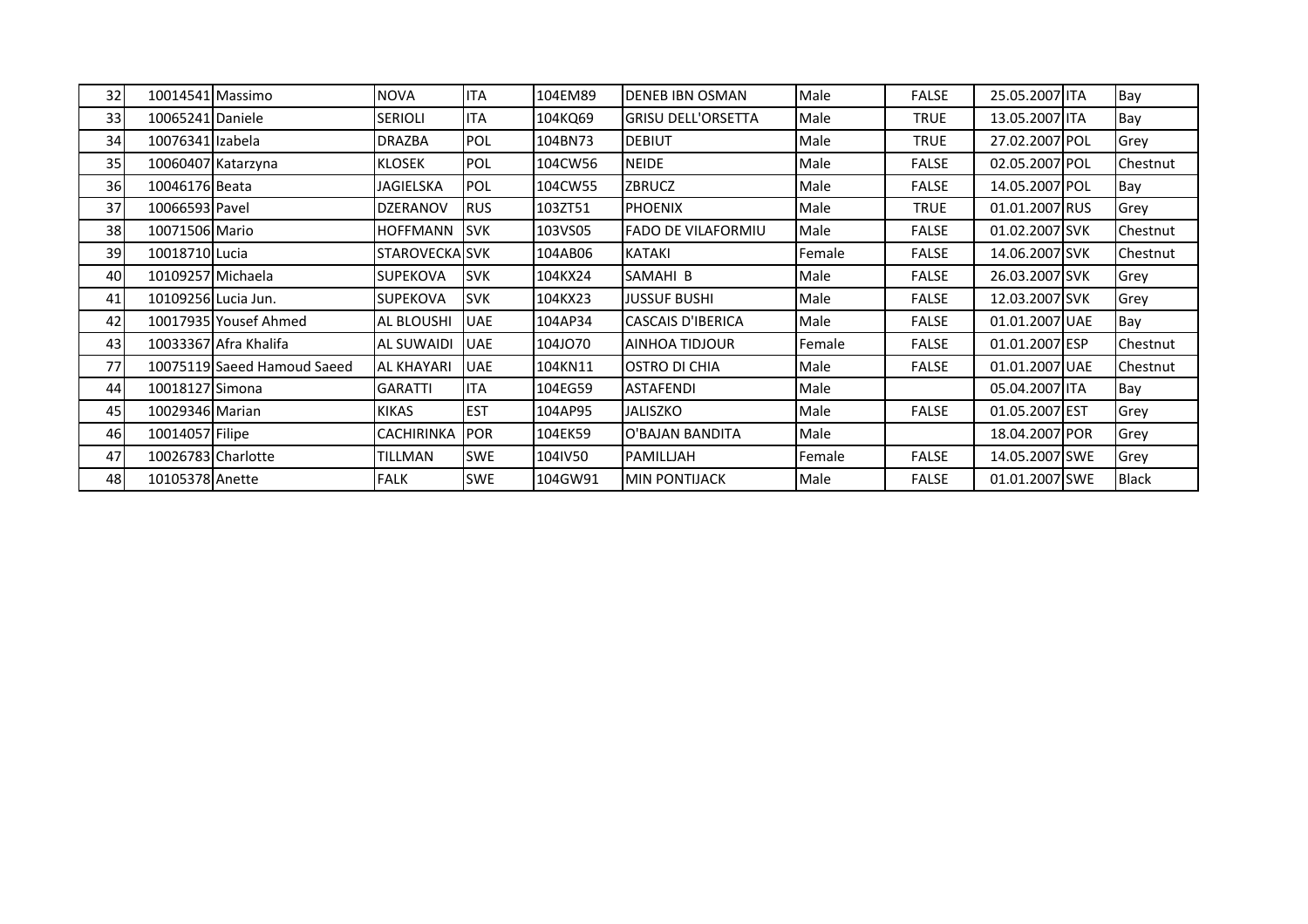| | | | | | | | | | | | | |
|---|---|---|---|---|---|---|---|---|---|---|---|---|
| 32 | 10014541 | Massimo | NOVA | ITA | 104EM89 | DENEB IBN OSMAN | Male | FALSE | 25.05.2007 | ITA | Bay |
| 33 | 10065241 | Daniele | SERIOLI | ITA | 104KQ69 | GRISU DELL'ORSETTA | Male | TRUE | 13.05.2007 | ITA | Bay |
| 34 | 10076341 | Izabela | DRAZBA | POL | 104BN73 | DEBIUT | Male | TRUE | 27.02.2007 | POL | Grey |
| 35 | 10060407 | Katarzyna | KLOSEK | POL | 104CW56 | NEIDE | Male | FALSE | 02.05.2007 | POL | Chestnut |
| 36 | 10046176 | Beata | JAGIELSKA | POL | 104CW55 | ZBRUCZ | Male | FALSE | 14.05.2007 | POL | Bay |
| 37 | 10066593 | Pavel | DZERANOV | RUS | 103ZT51 | PHOENIX | Male | TRUE | 01.01.2007 | RUS | Grey |
| 38 | 10071506 | Mario | HOFFMANN | SVK | 103VS05 | FADO DE VILAFORMIU | Male | FALSE | 01.02.2007 | SVK | Chestnut |
| 39 | 10018710 | Lucia | STAROVECKA | SVK | 104AB06 | KATAKI | Female | FALSE | 14.06.2007 | SVK | Chestnut |
| 40 | 10109257 | Michaela | SUPEKOVA | SVK | 104KX24 | SAMAHI B | Male | FALSE | 26.03.2007 | SVK | Grey |
| 41 | 10109256 | Lucia Jun. | SUPEKOVA | SVK | 104KX23 | JUSSUF BUSHI | Male | FALSE | 12.03.2007 | SVK | Grey |
| 42 | 10017935 | Yousef Ahmed | AL BLOUSHI | UAE | 104AP34 | CASCAIS D'IBERICA | Male | FALSE | 01.01.2007 | UAE | Bay |
| 43 | 10033367 | Afra Khalifa | AL SUWAIDI | UAE | 104JO70 | AINHOA TIDJOUR | Female | FALSE | 01.01.2007 | ESP | Chestnut |
| 77 | 10075119 | Saeed Hamoud Saeed | AL KHAYARI | UAE | 104KN11 | OSTRO DI CHIA | Male | FALSE | 01.01.2007 | UAE | Chestnut |
| 44 | 10018127 | Simona | GARATTI | ITA | 104EG59 | ASTAFENDI | Male | | 05.04.2007 | ITA | Bay |
| 45 | 10029346 | Marian | KIKAS | EST | 104AP95 | JALISZKO | Male | FALSE | 01.05.2007 | EST | Grey |
| 46 | 10014057 | Filipe | CACHIRINKA | POR | 104EK59 | O'BAJAN BANDITA | Male | | 18.04.2007 | POR | Grey |
| 47 | 10026783 | Charlotte | TILLMAN | SWE | 104IV50 | PAMILLJAH | Female | FALSE | 14.05.2007 | SWE | Grey |
| 48 | 10105378 | Anette | FALK | SWE | 104GW91 | MIN PONTIJACK | Male | FALSE | 01.01.2007 | SWE | Black |